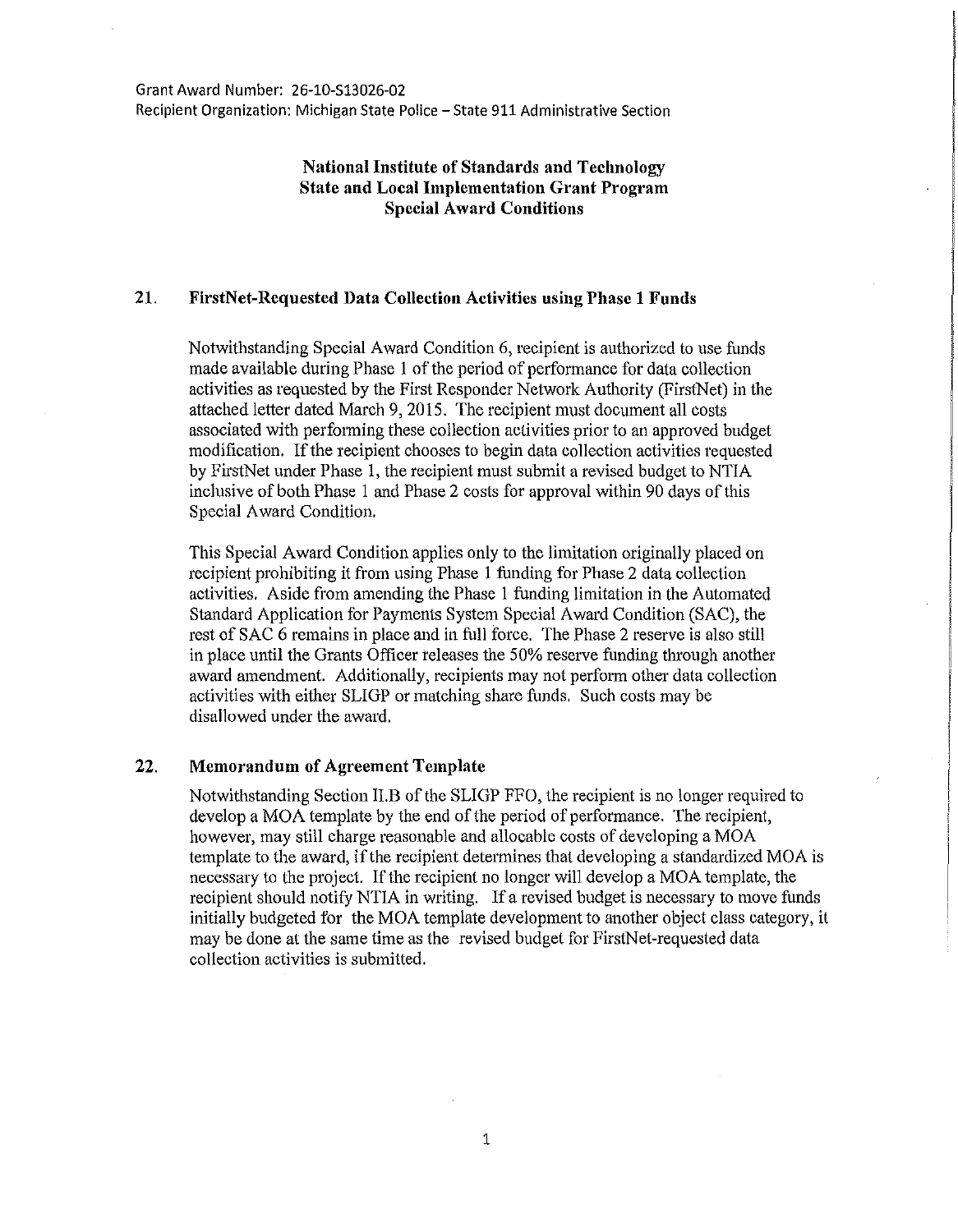Grant Award Number: 26-10-S13026-02
Recipient Organization: Michigan State Police – State 911 Administrative Section

# National Institute of Standards and Technology
# State and Local Implementation Grant Program
# Special Award Conditions

## 21. FirstNet-Requested Data Collection Activities using Phase 1 Funds

Notwithstanding Special Award Condition 6, recipient is authorized to use funds made available during Phase 1 of the period of performance for data collection activities as requested by the First Responder Network Authority (FirstNet) in the attached letter dated March 9, 2015. The recipient must document all costs associated with performing these collection activities prior to an approved budget modification. If the recipient chooses to begin data collection activities requested by FirstNet under Phase 1, the recipient must submit a revised budget to NTIA inclusive of both Phase 1 and Phase 2 costs for approval within 90 days of this Special Award Condition.

This Special Award Condition applies only to the limitation originally placed on recipient prohibiting it from using Phase 1 funding for Phase 2 data collection activities. Aside from amending the Phase 1 funding limitation in the Automated Standard Application for Payments System Special Award Condition (SAC), the rest of SAC 6 remains in place and in full force. The Phase 2 reserve is also still in place until the Grants Officer releases the 50% reserve funding through another award amendment. Additionally, recipients may not perform other data collection activities with either SLIGP or matching share funds. Such costs may be disallowed under the award.

## 22. Memorandum of Agreement Template

Notwithstanding Section II.B of the SLIGP FFO, the recipient is no longer required to develop a MOA template by the end of the period of performance. The recipient, however, may still charge reasonable and allocable costs of developing a MOA template to the award, if the recipient determines that developing a standardized MOA is necessary to the project. If the recipient no longer will develop a MOA template, the recipient should notify NTIA in writing. If a revised budget is necessary to move funds initially budgeted for the MOA template development to another object class category, it may be done at the same time as the revised budget for FirstNet-requested data collection activities is submitted.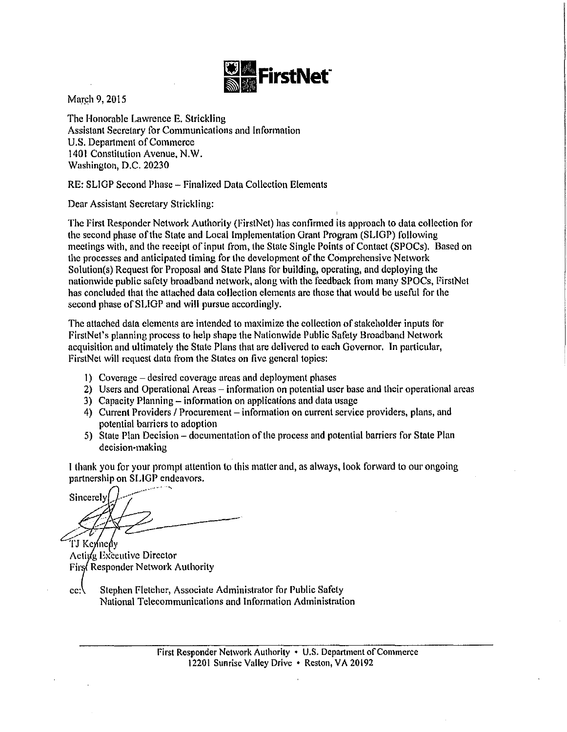FirstNet

March 9, 2015

The Honorable Lawrence E. Strickling
Assistant Secretary for Communications and Information
U.S. Department of Commerce
1401 Constitution Avenue, N.W.
Washington, D.C. 20230

RE: SLIGP Second Phase – Finalized Data Collection Elements

Dear Assistant Secretary Strickling:

The First Responder Network Authority (FirstNet) has confirmed its approach to data collection for the second phase of the State and Local Implementation Grant Program (SLIGP) following meetings with, and the receipt of input from, the State Single Points of Contact (SPOCs). Based on the processes and anticipated timing for the development of the Comprehensive Network Solution(s) Request for Proposal and State Plans for building, operating, and deploying the nationwide public safety broadband network, along with the feedback from many SPOCs, FirstNet has concluded that the attached data collection elements are those that would be useful for the second phase of SLIGP and will pursue accordingly.

The attached data elements are intended to maximize the collection of stakeholder inputs for FirstNet's planning process to help shape the Nationwide Public Safety Broadband Network acquisition and ultimately the State Plans that are delivered to each Governor. In particular, FirstNet will request data from the States on five general topics:

1) Coverage – desired coverage areas and deployment phases
2) Users and Operational Areas – information on potential user base and their operational areas
3) Capacity Planning – information on applications and data usage
4) Current Providers / Procurement – information on current service providers, plans, and potential barriers to adoption
5) State Plan Decision – documentation of the process and potential barriers for State Plan decision-making

I thank you for your prompt attention to this matter and, as always, look forward to our ongoing partnership on SLIGP endeavors.

Sincerely,

TJ Kennedy
Acting Executive Director
First Responder Network Authority

cc: Stephen Fletcher, Associate Administrator for Public Safety
National Telecommunications and Information Administration

First Responder Network Authority • U.S. Department of Commerce
12201 Sunrise Valley Drive • Reston, VA 20192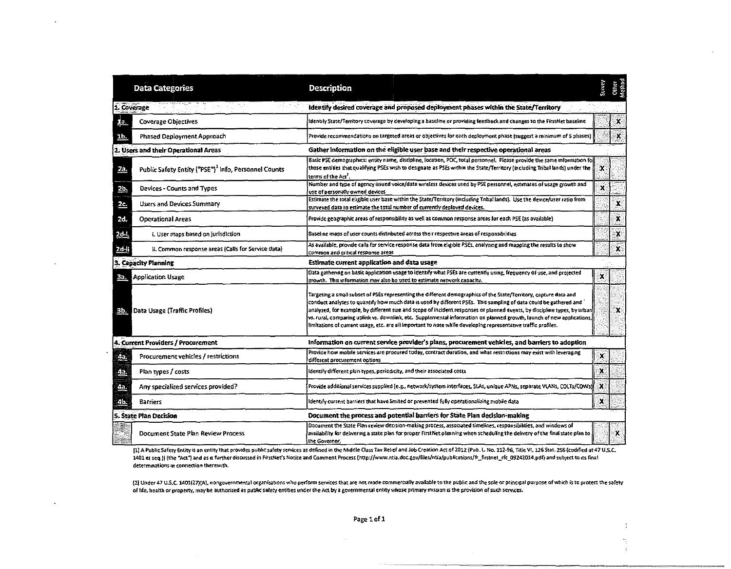| Data Categories | | Description | Survey | Other Method |
|---|---|---|---|---|
| **1. Coverage** | | **Identify desired coverage and proposed deployment phases within the State/Territory** | | |
| 1a. | Coverage Objectives | Identify State/Territory coverage by developing a baseline or providing feedback and changes to the FirstNet baseline | | X |
| 1b. | Phased Deployment Approach | Provide recommendations on targeted areas or objectives for each deployment phase (suggest a minimum of 5 phases) | | X |
| **2. Users and their Operational Areas** | | **Gather information on the eligible user base and their respective operational areas** | | |
| 2a. | Public Safety Entity ("PSE")[1] Info, Personnel Counts | Basic PSE demographics: entity name, discipline, location, POC, total personnel. Please provide the same information for those entities that qualifying PSEs wish to designate as PSEs within the State/Territory (including Tribal lands) under the terms of the Act[2]. | X | |
| 2b. | Devices - Counts and Types | Number and type of agency issued voice/data wireless devices used by PSE personnel, estimates of usage growth and use of personally owned devices | X | |
| 2c. | Users and Devices Summary | Estimate the total eligible user base within the State/Territory (including Tribal lands). Use the device/user ratio from surveyed data to estimate the total number of currently deployed devices. | | X |
| 2d. | Operational Areas | Provide geographic areas of responsibility as well as common response areas for each PSE (as available) | | X |
| 2d-i. | i. User maps based on jurisdiction | Baseline maps of user counts distributed across their respective areas of responsibilities | | X |
| 2d-ii | ii. Common response areas (Calls for Service data) | As available, provide calls for service response data from eligible PSEs, analyzing and mapping the results to show common and critical response areas | | X |
| **3. Capacity Planning** | | **Estimate current application and data usage** | | |
| 3a. | Application Usage | Data gathering on basic application usage to identify what PSEs are currently using, frequency of use, and projected growth. This information may also be used to estimate network capacity. | X | |
| 3b. | Data Usage (Traffic Profiles) | Targeting a small subset of PSEs representing the different demographics of the State/Territory, capture data and conduct analyses to quantify how much data is used by different PSEs. This sampling of data could be gathered and analyzed, for example, by different size and scope of incident responses or planned events, by discipline types, by urban vs. rural, comparing uplink vs. downlink, etc. Supplemental information on planned growth, launch of new applications, limitations of current usage, etc. are all important to note while developing representative traffic profiles. | | X |
| **4. Current Providers / Procurement** | | **Information on current service provider's plans, procurement vehicles, and barriers to adoption** | | |
| 4a. | Procurement vehicles / restrictions | Provide how mobile services are procured today, contract duration, and what restrictions may exist with leveraging different procurement options | X | |
| 4a. | Plan types / costs | Identify different plan types, periodicity, and their associated costs | X | |
| 4a. | Any specialized services provided? | Provide additional services supplied (e.g., network/system interfaces, SLAs, unique APNs, separate VLANs, COLTs/COWs) | X | |
| 4b. | Barriers | Identify current barriers that have limited or prevented fully operationalizing mobile data | X | |
| **5. State Plan Decision** | | **Document the process and potential barriers for State Plan decision-making** | | |
| | Document State Plan Review Process | Document the State Plan review decision-making process, associated timelines, responsibilities, and windows of availability for delivering a state plan for proper FirstNet planning when scheduling the delivery of the final state plan to the Governor. | | X |

[1] A Public Safety Entity is an entity that provides public safety services as defined in the Middle Class Tax Relief and Job Creation Act of 2012 (Pub. L. No. 112-96, Title VI, 126 Stat. 256 (codified at 47 U.S.C. 1401 et seq.)) (the "Act") and as is further discussed in FirstNet's Notice and Comment Process (http://www.ntia.doc.gov/files/ntia/publications/fr_firstnet_rfc_09242014.pdf) and subject to its final determinations in connection therewith.

[2] Under 47 U.S.C. 1401(27)(A), nongovernmental organizations who perform services that are not made commercially available to the public and the sole or principal purpose of which is to protect the safety of life, health or property, may be authorized as public safety entities under the Act by a governmental entity whose primary mission is the provision of such services.